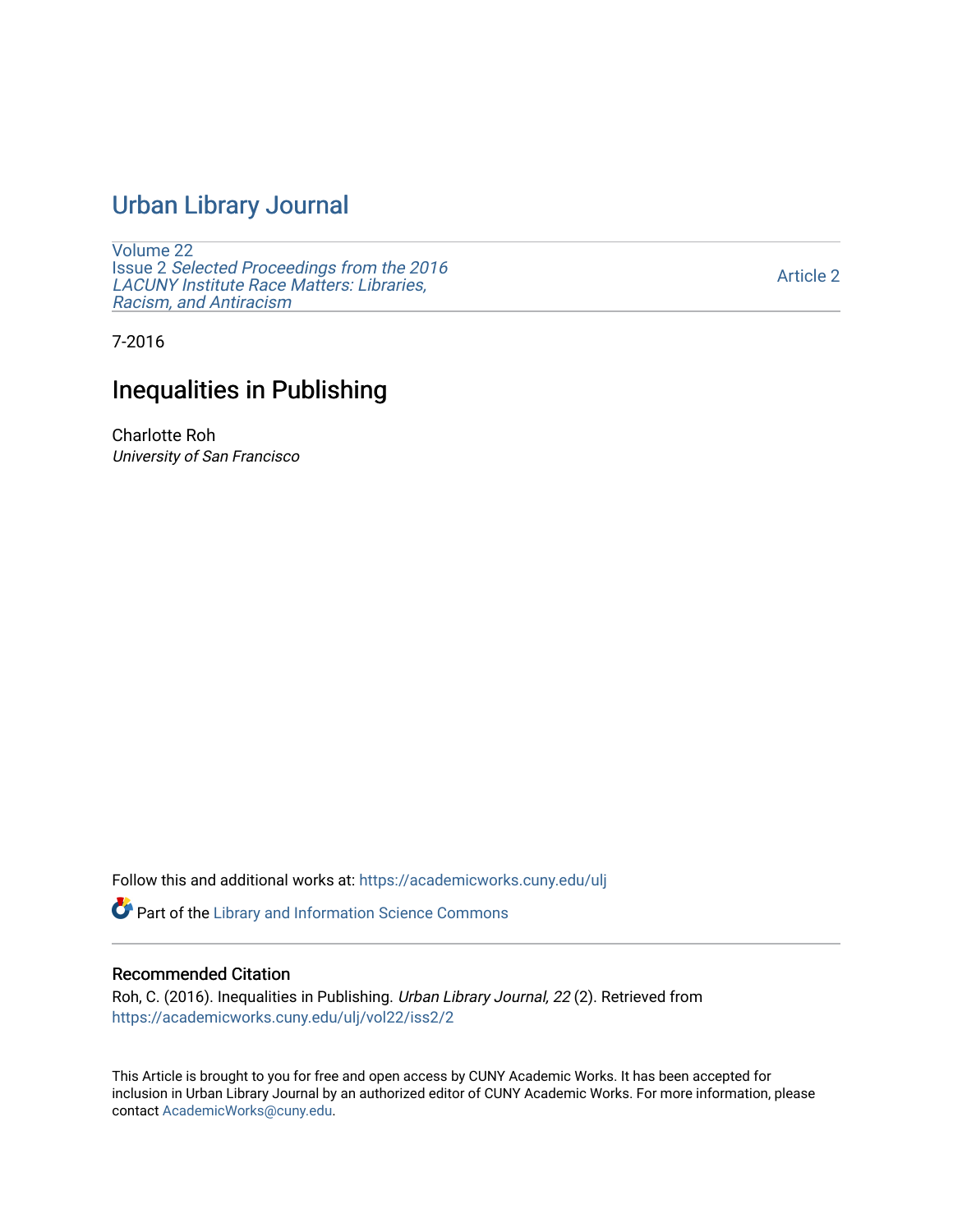# Urban Library Journal

Volume 22
Issue 2 *Selected Proceedings from the 2016 LACUNY Institute Race Matters: Libraries, Racism, and Antiracism*

Article 2

7-2016

## Inequalities in Publishing

Charlotte Roh
*University of San Francisco*

Follow this and additional works at: https://academicworks.cuny.edu/ulj

Part of the Library and Information Science Commons

### Recommended Citation

Roh, C. (2016). Inequalities in Publishing. *Urban Library Journal, 22* (2). Retrieved from https://academicworks.cuny.edu/ulj/vol22/iss2/2

This Article is brought to you for free and open access by CUNY Academic Works. It has been accepted for inclusion in Urban Library Journal by an authorized editor of CUNY Academic Works. For more information, please contact AcademicWorks@cuny.edu.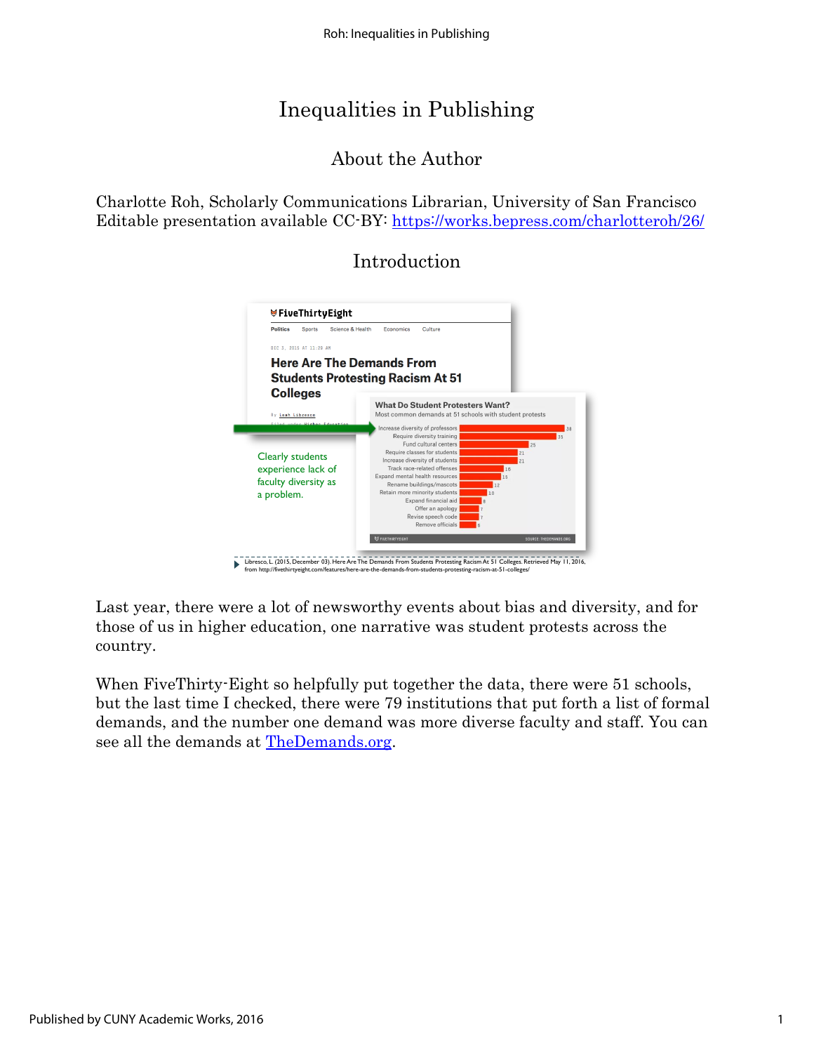# Inequalities in Publishing

## About the Author

Charlotte Roh, Scholarly Communications Librarian, University of San Francisco
Editable presentation available CC-BY: https://works.bepress.com/charlotteroh/26/

## Introduction

Libresco, L. (2015, December 03). Here Are The Demands From Students Protesting Racism At 51 Colleges. Retrieved May 11, 2016, from http://fivethirtyeight.com/features/here-are-the-demands-from-students-protesting-racism-at-51-colleges/

Last year, there were a lot of newsworthy events about bias and diversity, and for those of us in higher education, one narrative was student protests across the country.

When FiveThirty-Eight so helpfully put together the data, there were 51 schools, but the last time I checked, there were 79 institutions that put forth a list of formal demands, and the number one demand was more diverse faculty and staff. You can see all the demands at TheDemands.org.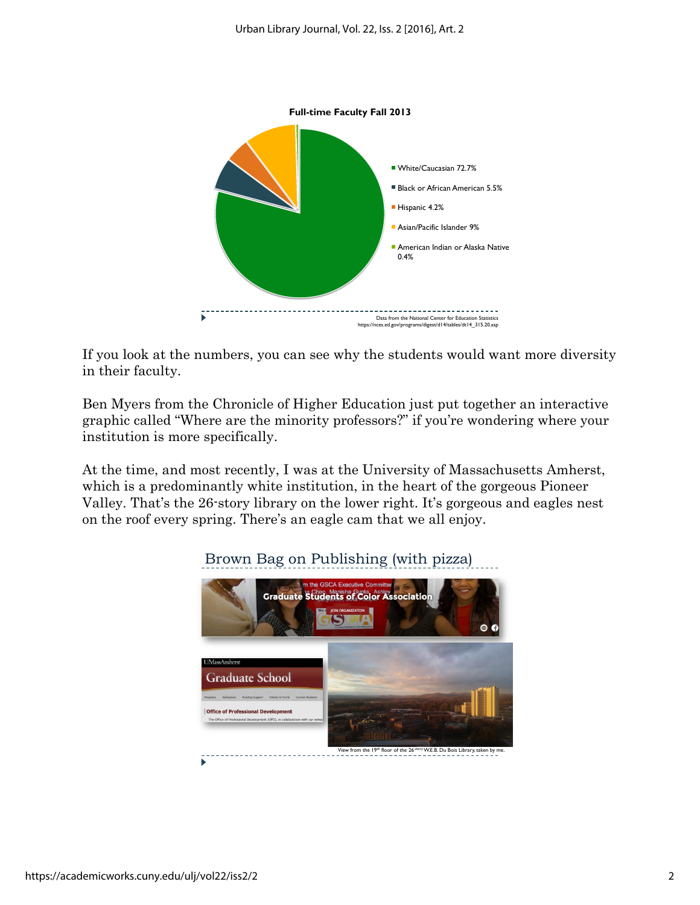**Full-time Faculty Fall 2013**

- White/Caucasian 72.7%
- Black or African American 5.5%
- Hispanic 4.2%
- Asian/Pacific Islander 9%
- American Indian or Alaska Native 0.4%

Data from the National Center for Education Statistics
https://nces.ed.gov/programs/digest/d14/tables/dt14_315.20.asp

If you look at the numbers, you can see why the students would want more diversity in their faculty.

Ben Myers from the Chronicle of Higher Education just put together an interactive graphic called “Where are the minority professors?” if you’re wondering where your institution is more specifically.

At the time, and most recently, I was at the University of Massachusetts Amherst, which is a predominantly white institution, in the heart of the gorgeous Pioneer Valley. That’s the 26-story library on the lower right. It’s gorgeous and eagles nest on the roof every spring. There’s an eagle cam that we all enjoy.

**Brown Bag on Publishing (with pizza)**

View from the 19th floor of the 26-story W.E.B. Du Bois Library, taken by me.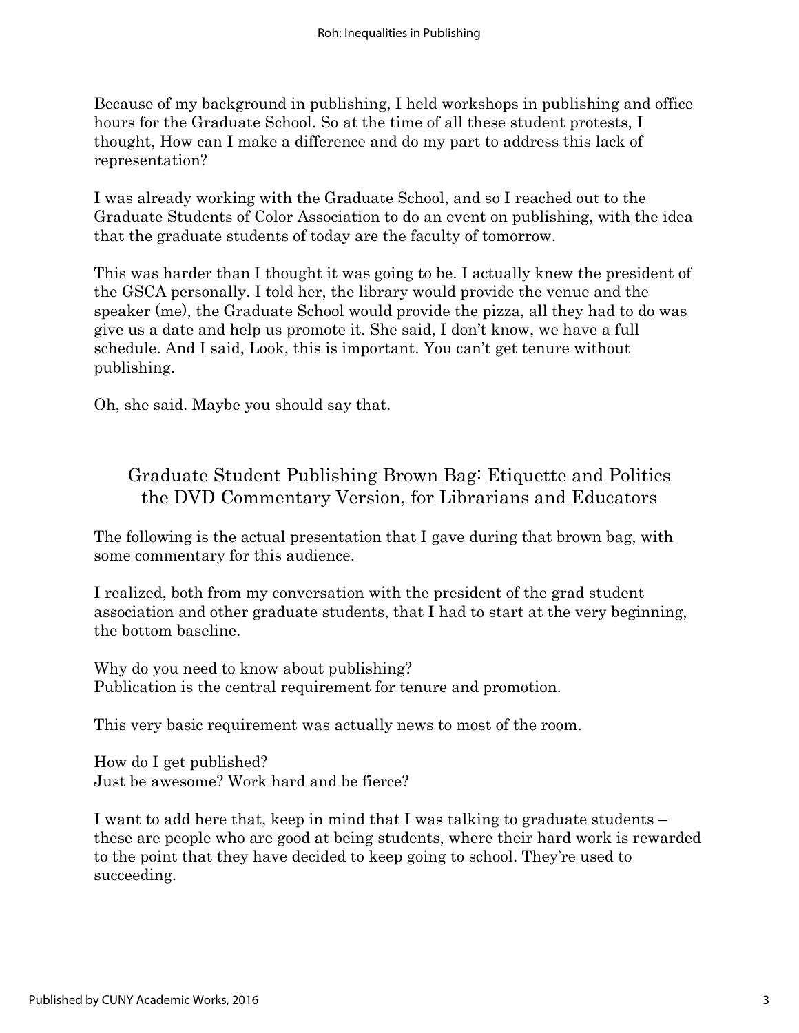Because of my background in publishing, I held workshops in publishing and office hours for the Graduate School. So at the time of all these student protests, I thought, How can I make a difference and do my part to address this lack of representation?

I was already working with the Graduate School, and so I reached out to the Graduate Students of Color Association to do an event on publishing, with the idea that the graduate students of today are the faculty of tomorrow.

This was harder than I thought it was going to be. I actually knew the president of the GSCA personally. I told her, the library would provide the venue and the speaker (me), the Graduate School would provide the pizza, all they had to do was give us a date and help us promote it. She said, I don't know, we have a full schedule. And I said, Look, this is important. You can't get tenure without publishing.

Oh, she said. Maybe you should say that.

## Graduate Student Publishing Brown Bag: Etiquette and Politics the DVD Commentary Version, for Librarians and Educators

The following is the actual presentation that I gave during that brown bag, with some commentary for this audience.

I realized, both from my conversation with the president of the grad student association and other graduate students, that I had to start at the very beginning, the bottom baseline.

Why do you need to know about publishing?
Publication is the central requirement for tenure and promotion.

This very basic requirement was actually news to most of the room.

How do I get published?
Just be awesome? Work hard and be fierce?

I want to add here that, keep in mind that I was talking to graduate students – these are people who are good at being students, where their hard work is rewarded to the point that they have decided to keep going to school. They're used to succeeding.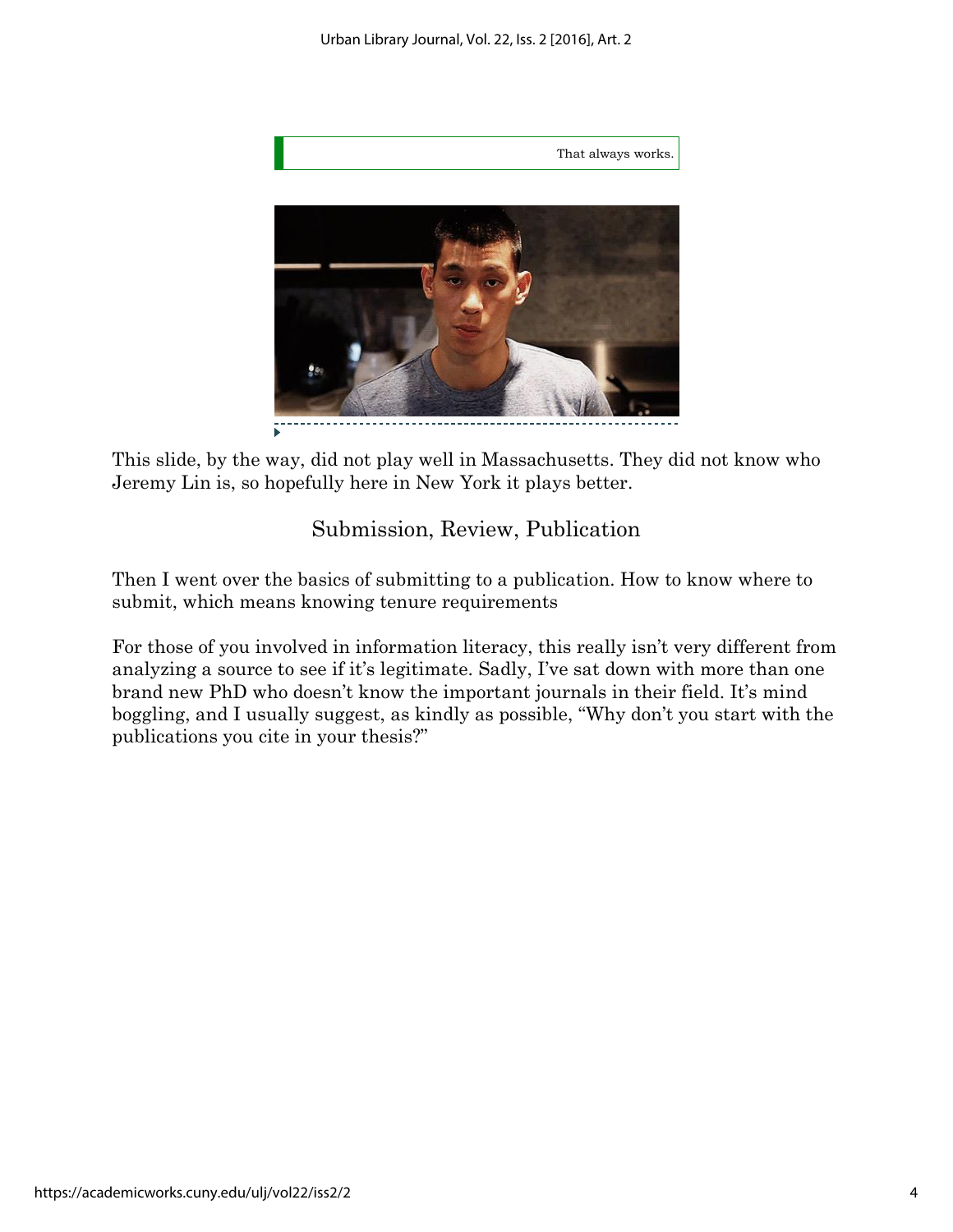That always works.

This slide, by the way, did not play well in Massachusetts. They did not know who Jeremy Lin is, so hopefully here in New York it plays better.

## Submission, Review, Publication

Then I went over the basics of submitting to a publication. How to know where to submit, which means knowing tenure requirements

For those of you involved in information literacy, this really isn't very different from analyzing a source to see if it's legitimate. Sadly, I've sat down with more than one brand new PhD who doesn't know the important journals in their field. It's mind boggling, and I usually suggest, as kindly as possible, "Why don't you start with the publications you cite in your thesis?"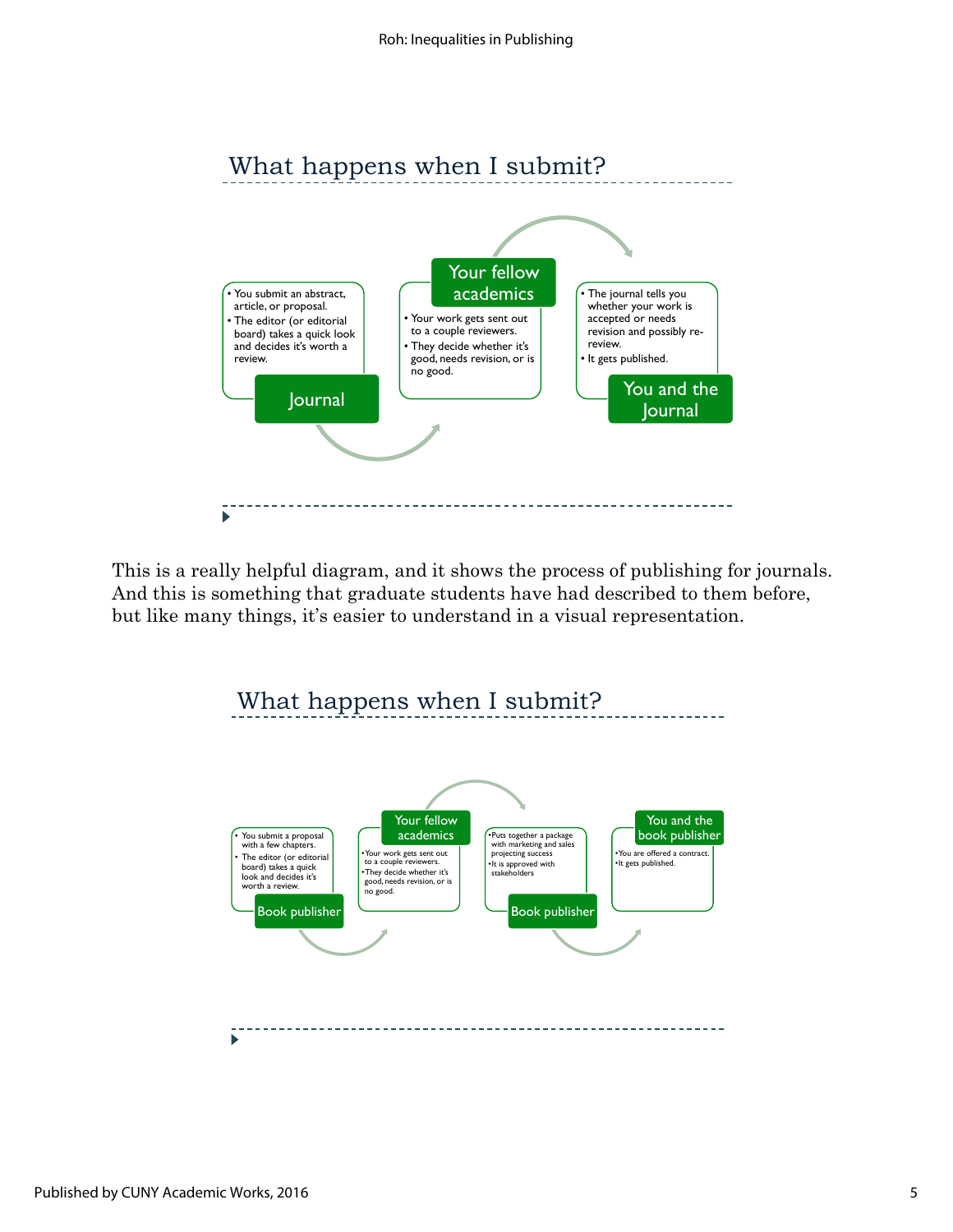## What happens when I submit?

**Journal**
- You submit an abstract, article, or proposal.
- The editor (or editorial board) takes a quick look and decides it's worth a review.

**Your fellow academics**
- Your work gets sent out to a couple reviewers.
- They decide whether it's good, needs revision, or is no good.

**You and the Journal**
- The journal tells you whether your work is accepted or needs revision and possibly re-review.
- It gets published.

This is a really helpful diagram, and it shows the process of publishing for journals. And this is something that graduate students have had described to them before, but like many things, it's easier to understand in a visual representation.

## What happens when I submit?

**Book publisher**
- You submit a proposal with a few chapters.
- The editor (or editorial board) takes a quick look and decides it's worth a review.

**Your fellow academics**
- Your work gets sent out to a couple reviewers.
- They decide whether it's good, needs revision, or is no good.

**Book publisher**
- Puts together a package with marketing and sales projecting success
- It is approved with stakeholders

**You and the book publisher**
- You are offered a contract.
- It gets published.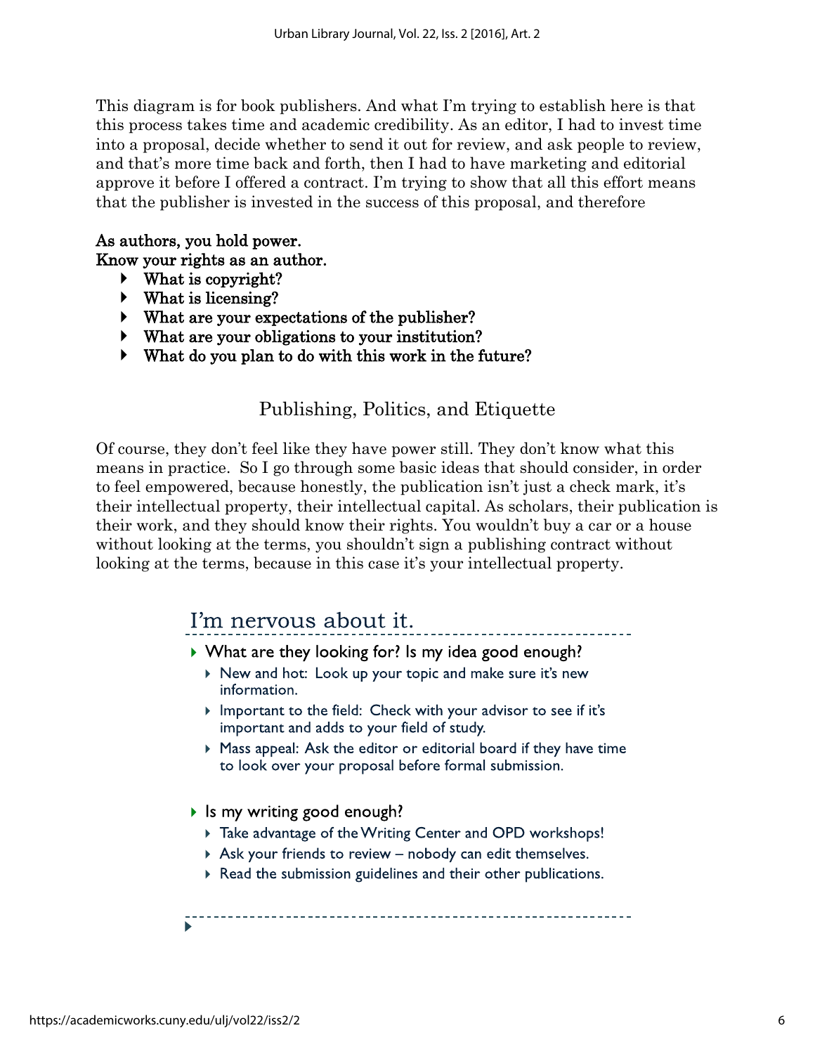This diagram is for book publishers. And what I'm trying to establish here is that this process takes time and academic credibility. As an editor, I had to invest time into a proposal, decide whether to send it out for review, and ask people to review, and that's more time back and forth, then I had to have marketing and editorial approve it before I offered a contract. I'm trying to show that all this effort means that the publisher is invested in the success of this proposal, and therefore

**As authors, you hold power.**
**Know your rights as an author.**

- **What is copyright?**
- **What is licensing?**
- **What are your expectations of the publisher?**
- **What are your obligations to your institution?**
- **What do you plan to do with this work in the future?**

## Publishing, Politics, and Etiquette

Of course, they don't feel like they have power still. They don't know what this means in practice. So I go through some basic ideas that should consider, in order to feel empowered, because honestly, the publication isn't just a check mark, it's their intellectual property, their intellectual capital. As scholars, their publication is their work, and they should know their rights. You wouldn't buy a car or a house without looking at the terms, you shouldn't sign a publishing contract without looking at the terms, because in this case it's your intellectual property.

### I'm nervous about it.

- What are they looking for? Is my idea good enough?
  - New and hot: Look up your topic and make sure it's new information.
  - Important to the field: Check with your advisor to see if it's important and adds to your field of study.
  - Mass appeal: Ask the editor or editorial board if they have time to look over your proposal before formal submission.
- Is my writing good enough?
  - Take advantage of the Writing Center and OPD workshops!
  - Ask your friends to review – nobody can edit themselves.
  - Read the submission guidelines and their other publications.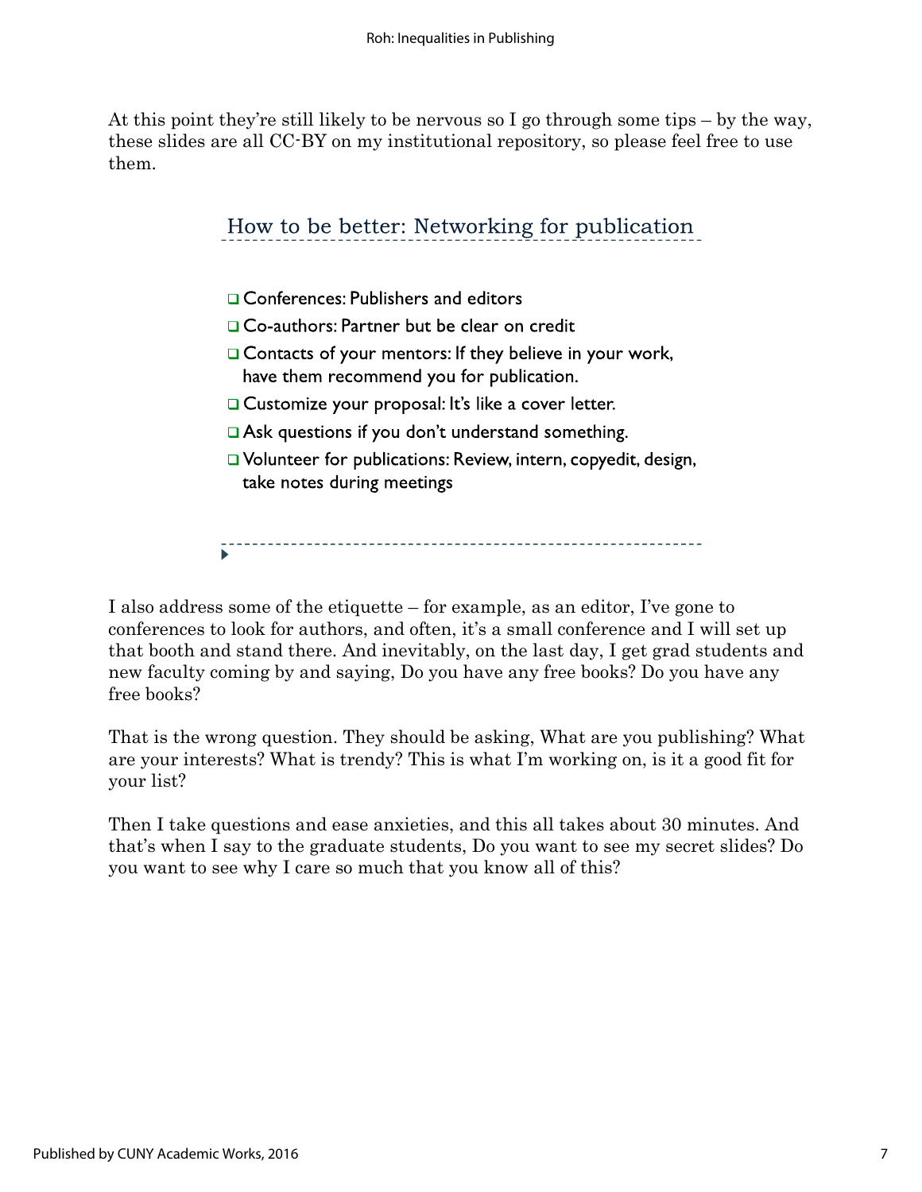At this point they're still likely to be nervous so I go through some tips – by the way, these slides are all CC-BY on my institutional repository, so please feel free to use them.

### How to be better: Networking for publication

- Conferences: Publishers and editors
- Co-authors: Partner but be clear on credit
- Contacts of your mentors: If they believe in your work, have them recommend you for publication.
- Customize your proposal: It's like a cover letter.
- Ask questions if you don't understand something.
- Volunteer for publications: Review, intern, copyedit, design, take notes during meetings

I also address some of the etiquette – for example, as an editor, I've gone to conferences to look for authors, and often, it's a small conference and I will set up that booth and stand there. And inevitably, on the last day, I get grad students and new faculty coming by and saying, Do you have any free books? Do you have any free books?

That is the wrong question. They should be asking, What are you publishing? What are your interests? What is trendy? This is what I'm working on, is it a good fit for your list?

Then I take questions and ease anxieties, and this all takes about 30 minutes. And that's when I say to the graduate students, Do you want to see my secret slides? Do you want to see why I care so much that you know all of this?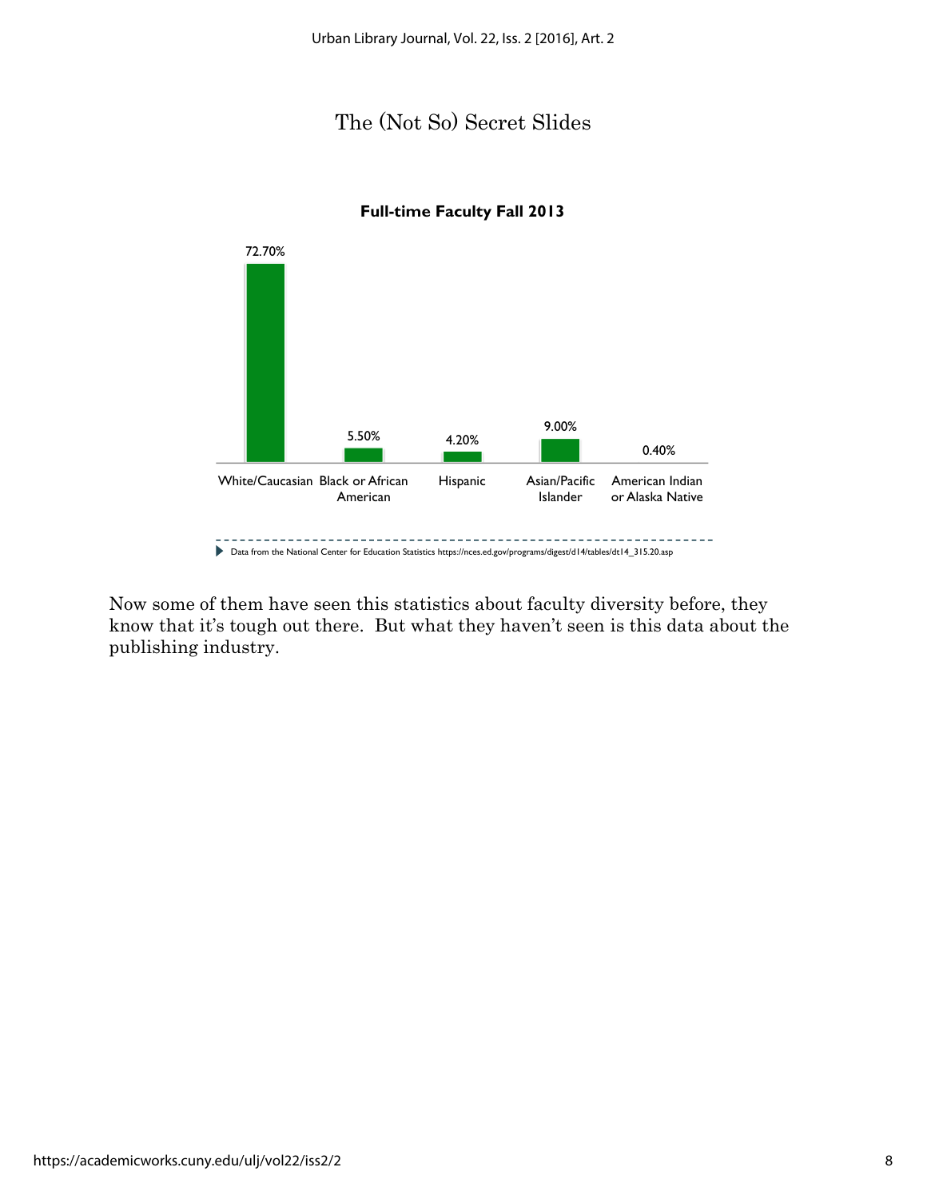## The (Not So) Secret Slides

**Full-time Faculty Fall 2013**

| White/Caucasian | Black or African American | Hispanic | Asian/Pacific Islander | American Indian or Alaska Native |
|---|---|---|---|---|
| 72.70% | 5.50% | 4.20% | 9.00% | 0.40% |

Data from the National Center for Education Statistics https://nces.ed.gov/programs/digest/d14/tables/dt14_315.20.asp

Now some of them have seen this statistics about faculty diversity before, they know that it's tough out there. But what they haven't seen is this data about the publishing industry.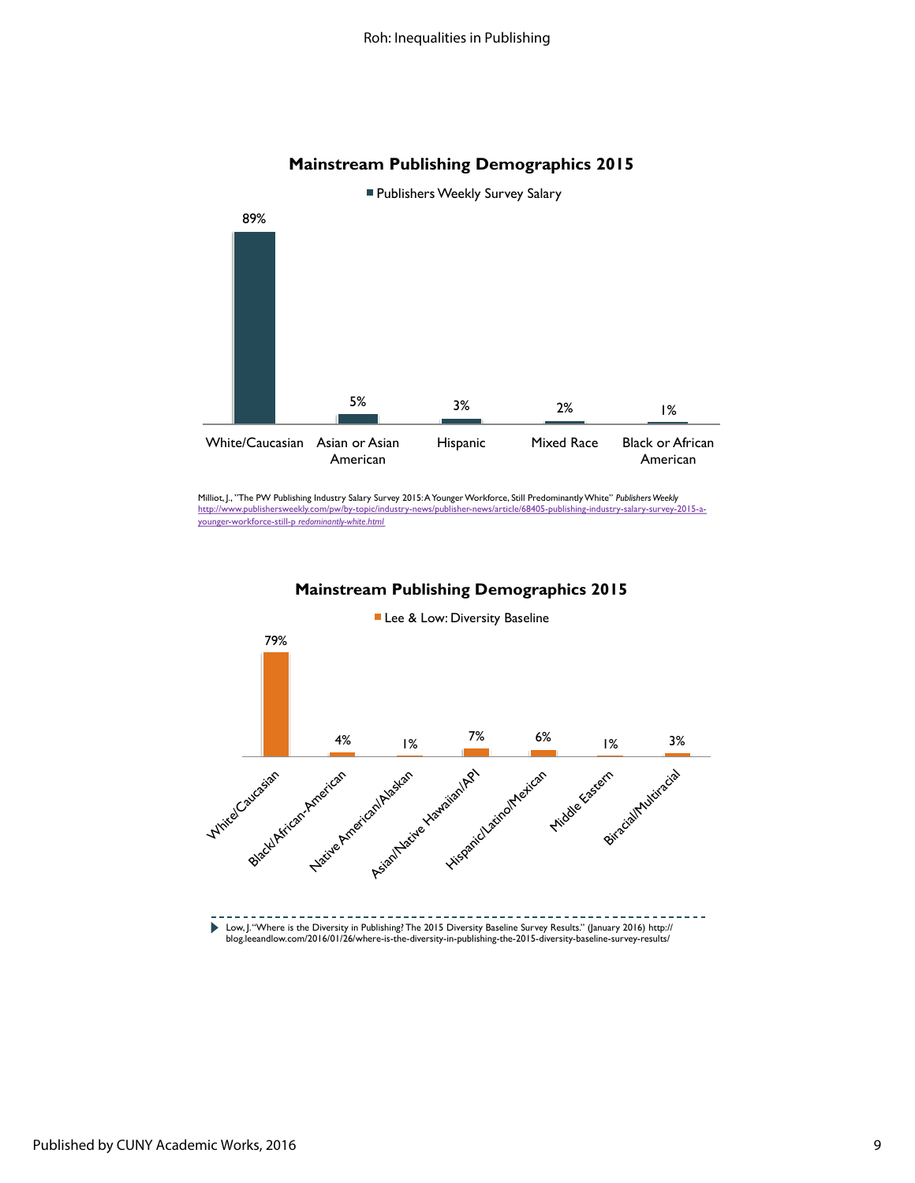**Mainstream Publishing Demographics 2015**

■ Publishers Weekly Survey Salary

| White/Caucasian | Asian or Asian American | Hispanic | Mixed Race | Black or African American |
| --- | --- | --- | --- | --- |
| 89% | 5% | 3% | 2% | 1% |

Milliot, J., "The PW Publishing Industry Salary Survey 2015: A Younger Workforce, Still Predominantly White" *Publishers Weekly* http://www.publishersweekly.com/pw/by-topic/industry-news/publisher-news/article/68405-publishing-industry-salary-survey-2015-a-younger-workforce-still-p *redominantly-white.html*

**Mainstream Publishing Demographics 2015**

■ Lee & Low: Diversity Baseline

| White/Caucasian | Black/African-American | Native American/Alaskan | Asian/Native Hawaiian/API | Hispanic/Latino/Mexican | Middle Eastern | Biracial/Multiracial |
| --- | --- | --- | --- | --- | --- | --- |
| 79% | 4% | 1% | 7% | 6% | 1% | 3% |

Low, J. "Where is the Diversity in Publishing? The 2015 Diversity Baseline Survey Results." (January 2016) http://blog.leeandlow.com/2016/01/26/where-is-the-diversity-in-publishing-the-2015-diversity-baseline-survey-results/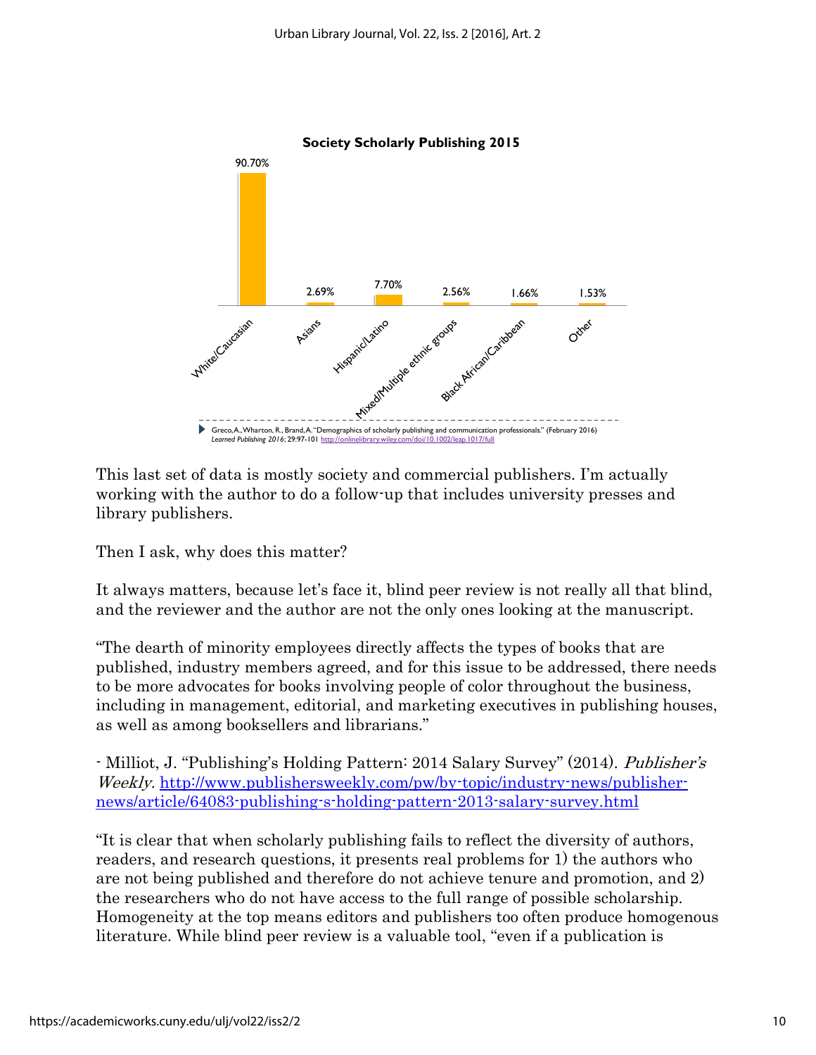**Society Scholarly Publishing 2015**

| White/Caucasian | Asians | Hispanic/Latino | Mixed/Multiple ethnic groups | Black African/Caribbean | Other |
|---|---|---|---|---|---|
| 90.70% | 2.69% | 7.70% | 2.56% | 1.66% | 1.53% |

Greco, A., Wharton, R., Brand, A. "Demographics of scholarly publishing and communication professionals." (February 2016) *Learned Publishing 2016*; 29:97-101 http://onlinelibrary.wiley.com/doi/10.1002/leap.1017/full

This last set of data is mostly society and commercial publishers. I'm actually working with the author to do a follow-up that includes university presses and library publishers.

Then I ask, why does this matter?

It always matters, because let's face it, blind peer review is not really all that blind, and the reviewer and the author are not the only ones looking at the manuscript.

"The dearth of minority employees directly affects the types of books that are published, industry members agreed, and for this issue to be addressed, there needs to be more advocates for books involving people of color throughout the business, including in management, editorial, and marketing executives in publishing houses, as well as among booksellers and librarians."

- Milliot, J. "Publishing's Holding Pattern: 2014 Salary Survey" (2014). *Publisher's Weekly*. http://www.publishersweekly.com/pw/by-topic/industry-news/publisher-news/article/64083-publishing-s-holding-pattern-2013-salary-survey.html

"It is clear that when scholarly publishing fails to reflect the diversity of authors, readers, and research questions, it presents real problems for 1) the authors who are not being published and therefore do not achieve tenure and promotion, and 2) the researchers who do not have access to the full range of possible scholarship. Homogeneity at the top means editors and publishers too often produce homogenous literature. While blind peer review is a valuable tool, "even if a publication is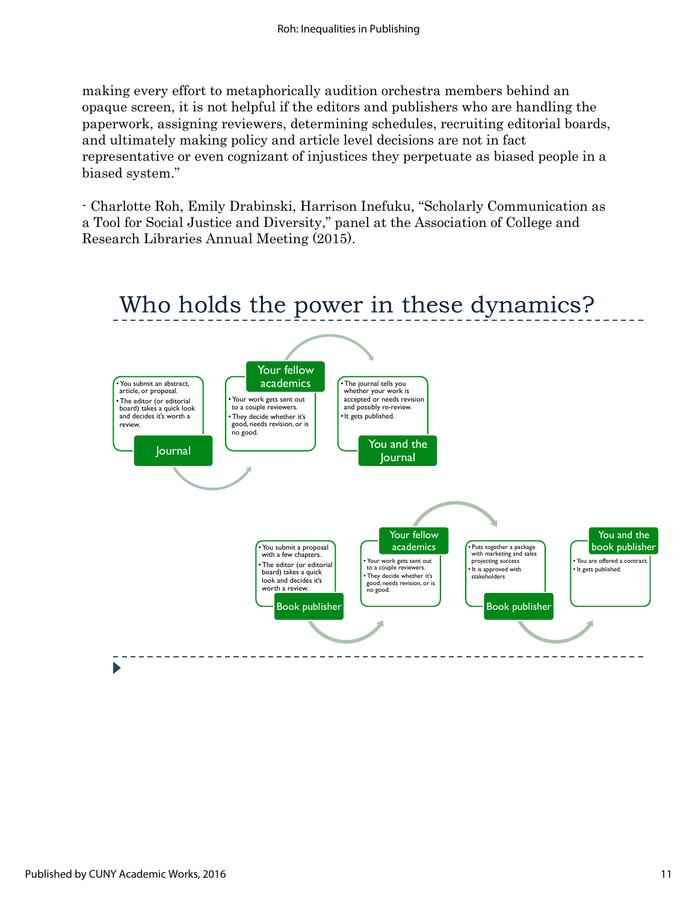making every effort to metaphorically audition orchestra members behind an opaque screen, it is not helpful if the editors and publishers who are handling the paperwork, assigning reviewers, determining schedules, recruiting editorial boards, and ultimately making policy and article level decisions are not in fact representative or even cognizant of injustices they perpetuate as biased people in a biased system."

- Charlotte Roh, Emily Drabinski, Harrison Inefuku, "Scholarly Communication as a Tool for Social Justice and Diversity," panel at the Association of College and Research Libraries Annual Meeting (2015).

## Who holds the power in these dynamics?

**Journal**
- You submit an abstract, article, or proposal.
- The editor (or editorial board) takes a quick look and decides it's worth a review.

**Your fellow academics**
- Your work gets sent out to a couple reviewers.
- They decide whether it's good, needs revision, or is no good.

**You and the Journal**
- The journal tells you whether your work is accepted or needs revision and possibly re-review.
- It gets published.

**Book publisher**
- You submit a proposal with a few chapters.
- The editor (or editorial board) takes a quick look and decides it's worth a review.

**Your fellow academics**
- Your work gets sent out to a couple reviewers.
- They decide whether it's good, needs revision, or is no good.

**Book publisher**
- Puts together a package with marketing and sales projecting success
- It is approved with stakeholders

**You and the book publisher**
- You are offered a contract.
- It gets published.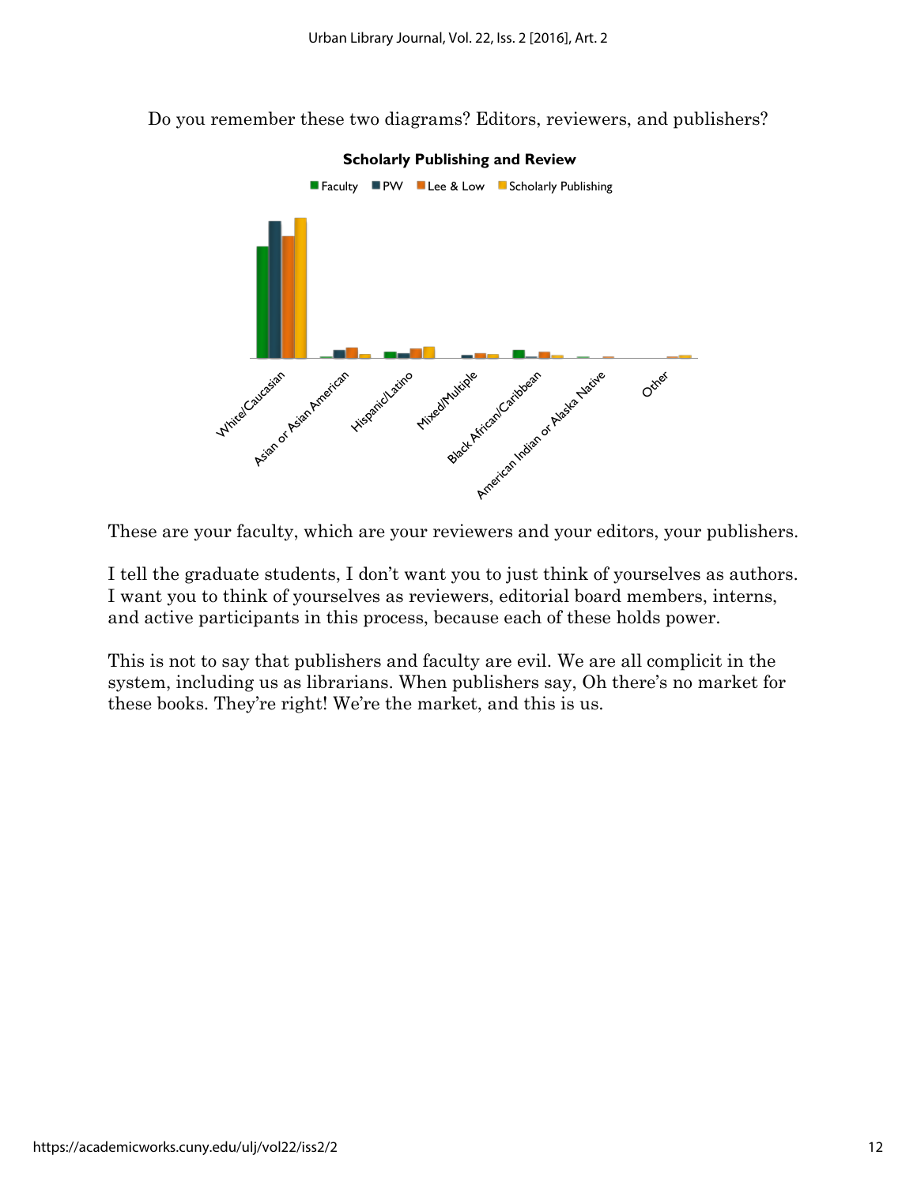Do you remember these two diagrams? Editors, reviewers, and publishers?

These are your faculty, which are your reviewers and your editors, your publishers.

I tell the graduate students, I don't want you to just think of yourselves as authors. I want you to think of yourselves as reviewers, editorial board members, interns, and active participants in this process, because each of these holds power.

This is not to say that publishers and faculty are evil. We are all complicit in the system, including us as librarians. When publishers say, Oh there's no market for these books. They're right! We're the market, and this is us.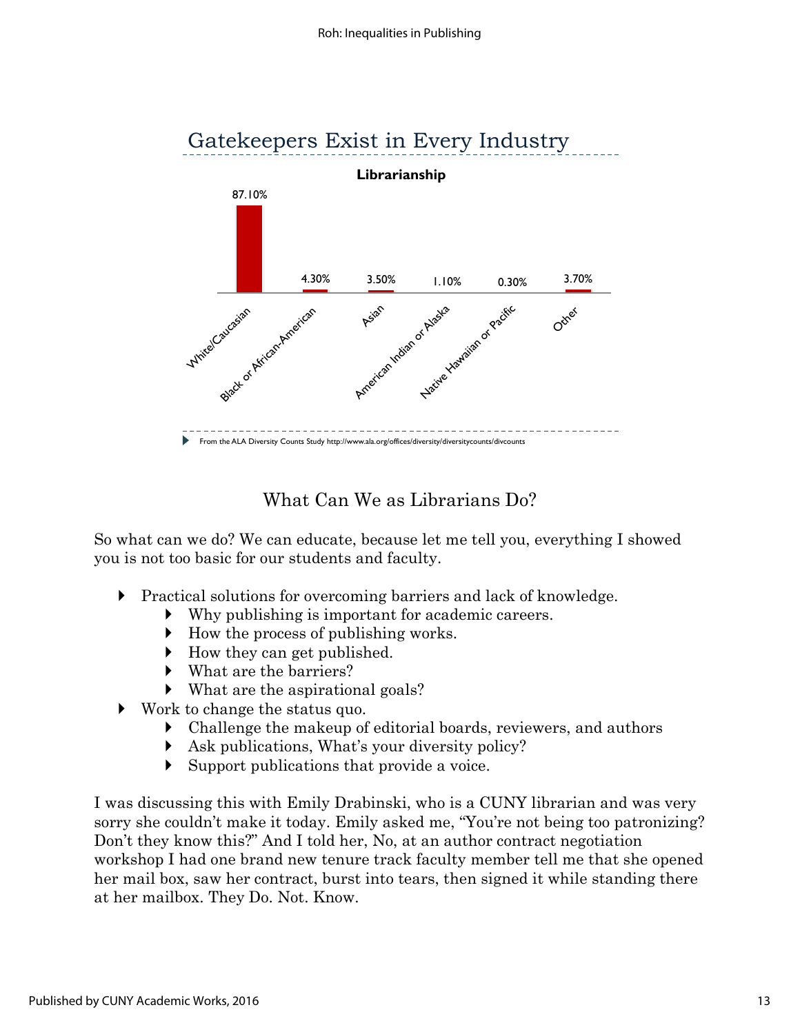## Gatekeepers Exist in Every Industry

**Librarianship**

| White/Caucasian | Black or African-American | Asian | American Indian or Alaska | Native Hawaiian or Pacific | Other |
|---|---|---|---|---|---|
| 87.10% | 4.30% | 3.50% | 1.10% | 0.30% | 3.70% |

From the ALA Diversity Counts Study http://www.ala.org/offices/diversity/diversitycounts/divcounts

## What Can We as Librarians Do?

So what can we do? We can educate, because let me tell you, everything I showed you is not too basic for our students and faculty.

- Practical solutions for overcoming barriers and lack of knowledge.
  - Why publishing is important for academic careers.
  - How the process of publishing works.
  - How they can get published.
  - What are the barriers?
  - What are the aspirational goals?
- Work to change the status quo.
  - Challenge the makeup of editorial boards, reviewers, and authors
  - Ask publications, What's your diversity policy?
  - Support publications that provide a voice.

I was discussing this with Emily Drabinski, who is a CUNY librarian and was very sorry she couldn't make it today. Emily asked me, "You're not being too patronizing? Don't they know this?" And I told her, No, at an author contract negotiation workshop I had one brand new tenure track faculty member tell me that she opened her mail box, saw her contract, burst into tears, then signed it while standing there at her mailbox. They Do. Not. Know.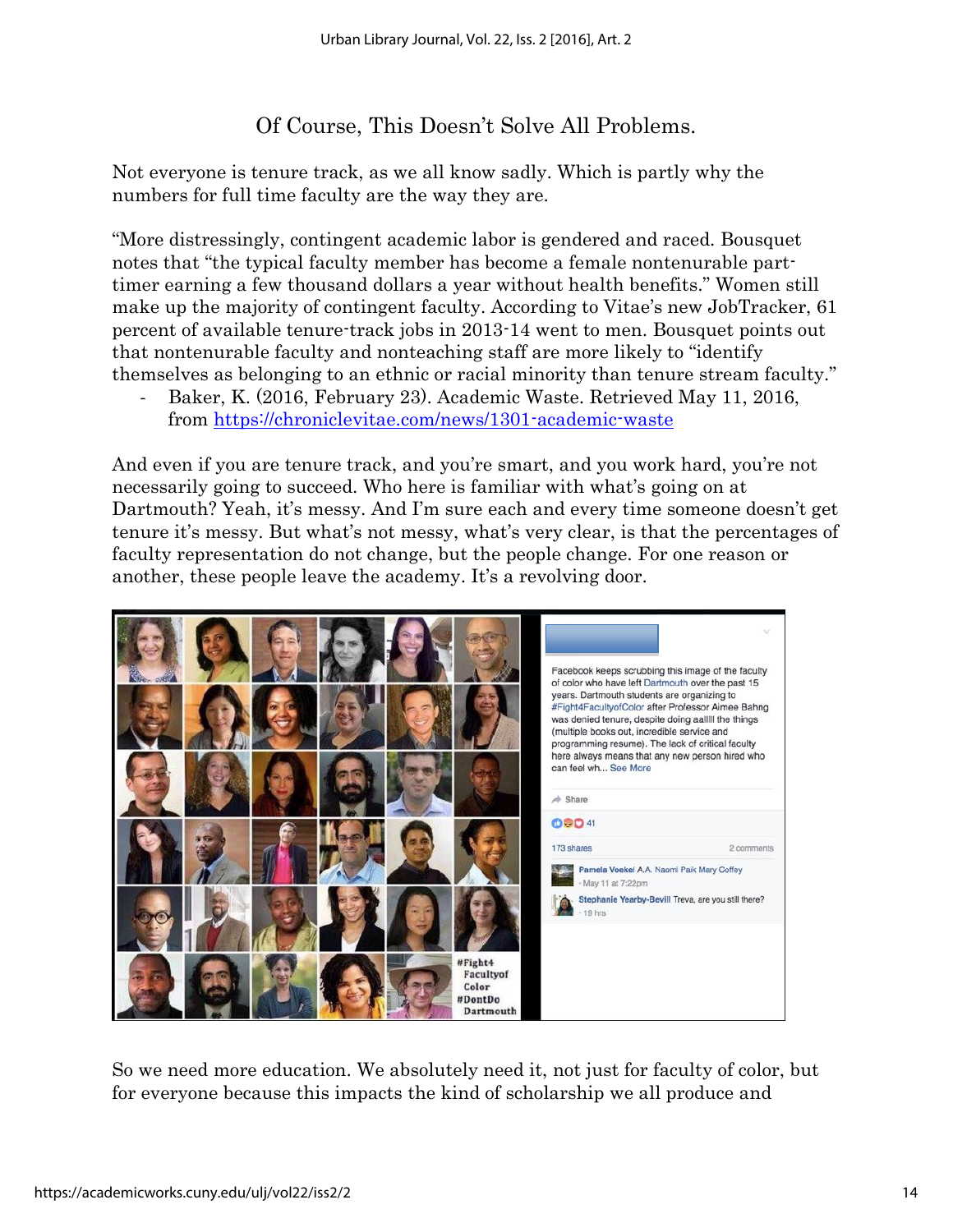## Of Course, This Doesn't Solve All Problems.

Not everyone is tenure track, as we all know sadly. Which is partly why the numbers for full time faculty are the way they are.

"More distressingly, contingent academic labor is gendered and raced. Bousquet notes that "the typical faculty member has become a female nontenurable part-timer earning a few thousand dollars a year without health benefits." Women still make up the majority of contingent faculty. According to Vitae's new JobTracker, 61 percent of available tenure-track jobs in 2013-14 went to men. Bousquet points out that nontenurable faculty and nonteaching staff are more likely to "identify themselves as belonging to an ethnic or racial minority than tenure stream faculty."

- Baker, K. (2016, February 23). Academic Waste. Retrieved May 11, 2016, from https://chroniclevitae.com/news/1301-academic-waste

And even if you are tenure track, and you're smart, and you work hard, you're not necessarily going to succeed. Who here is familiar with what's going on at Dartmouth? Yeah, it's messy. And I'm sure each and every time someone doesn't get tenure it's messy. But what's not messy, what's very clear, is that the percentages of faculty representation do not change, but the people change. For one reason or another, these people leave the academy. It's a revolving door.

So we need more education. We absolutely need it, not just for faculty of color, but for everyone because this impacts the kind of scholarship we all produce and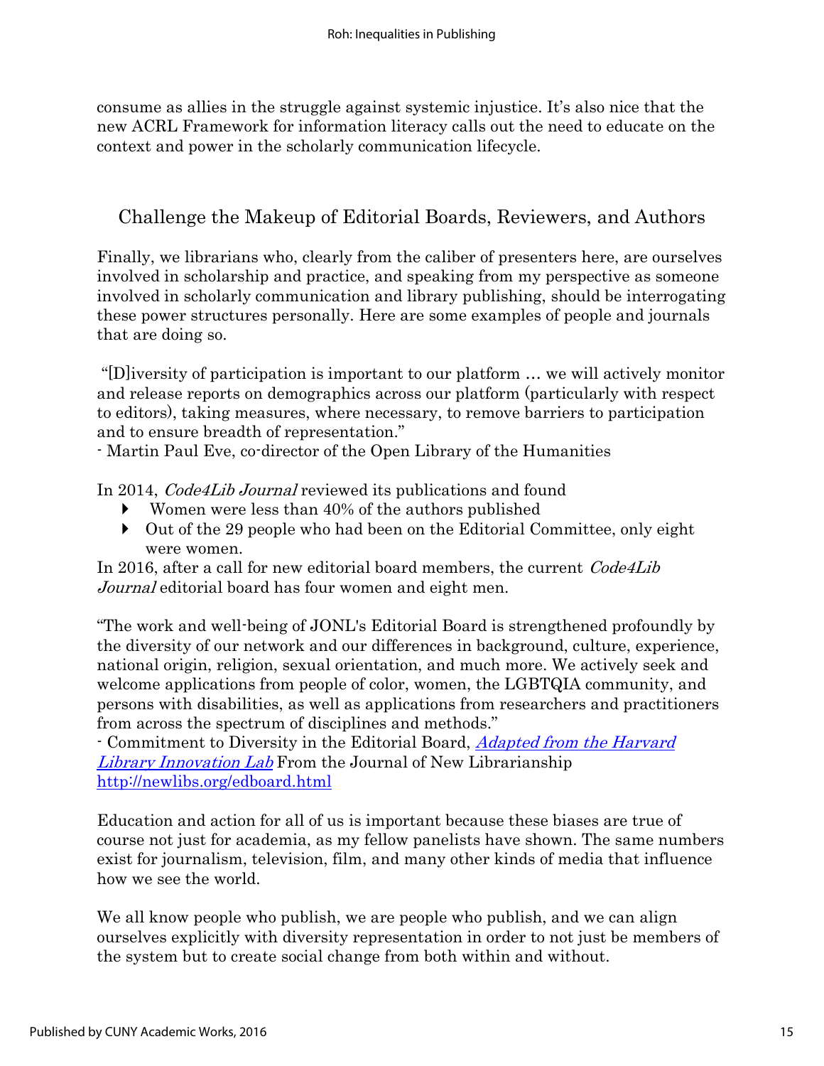consume as allies in the struggle against systemic injustice. It's also nice that the new ACRL Framework for information literacy calls out the need to educate on the context and power in the scholarly communication lifecycle.

## Challenge the Makeup of Editorial Boards, Reviewers, and Authors

Finally, we librarians who, clearly from the caliber of presenters here, are ourselves involved in scholarship and practice, and speaking from my perspective as someone involved in scholarly communication and library publishing, should be interrogating these power structures personally. Here are some examples of people and journals that are doing so.

"[D]iversity of participation is important to our platform … we will actively monitor and release reports on demographics across our platform (particularly with respect to editors), taking measures, where necessary, to remove barriers to participation and to ensure breadth of representation."
- Martin Paul Eve, co-director of the Open Library of the Humanities

In 2014, *Code4Lib Journal* reviewed its publications and found

- Women were less than 40% of the authors published
- Out of the 29 people who had been on the Editorial Committee, only eight were women.

In 2016, after a call for new editorial board members, the current *Code4Lib Journal* editorial board has four women and eight men.

"The work and well-being of JONL's Editorial Board is strengthened profoundly by the diversity of our network and our differences in background, culture, experience, national origin, religion, sexual orientation, and much more. We actively seek and welcome applications from people of color, women, the LGBTQIA community, and persons with disabilities, as well as applications from researchers and practitioners from across the spectrum of disciplines and methods."
- Commitment to Diversity in the Editorial Board, *Adapted from the Harvard Library Innovation Lab* From the Journal of New Librarianship http://newlibs.org/edboard.html

Education and action for all of us is important because these biases are true of course not just for academia, as my fellow panelists have shown. The same numbers exist for journalism, television, film, and many other kinds of media that influence how we see the world.

We all know people who publish, we are people who publish, and we can align ourselves explicitly with diversity representation in order to not just be members of the system but to create social change from both within and without.